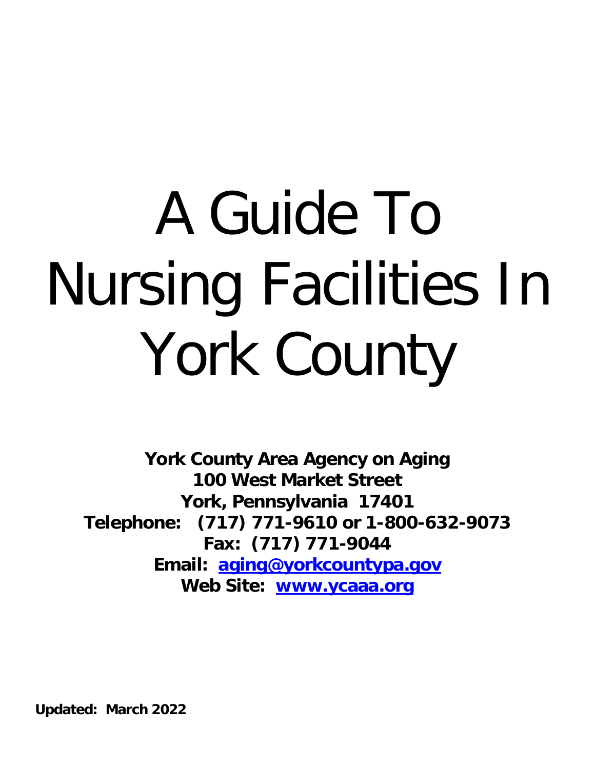# A Guide To Nursing Facilities In York County

**York County Area Agency on Aging**
**100 West Market Street**
**York, Pennsylvania 17401**
**Telephone: (717) 771-9610 or 1-800-632-9073**
**Fax: (717) 771-9044**
**Email: [aging@yorkcountypa.gov](mailto:aging@yorkcountypa.gov)**
**Web Site: [www.ycaaa.org](http://www.ycaaa.org)**

**Updated: March 2022**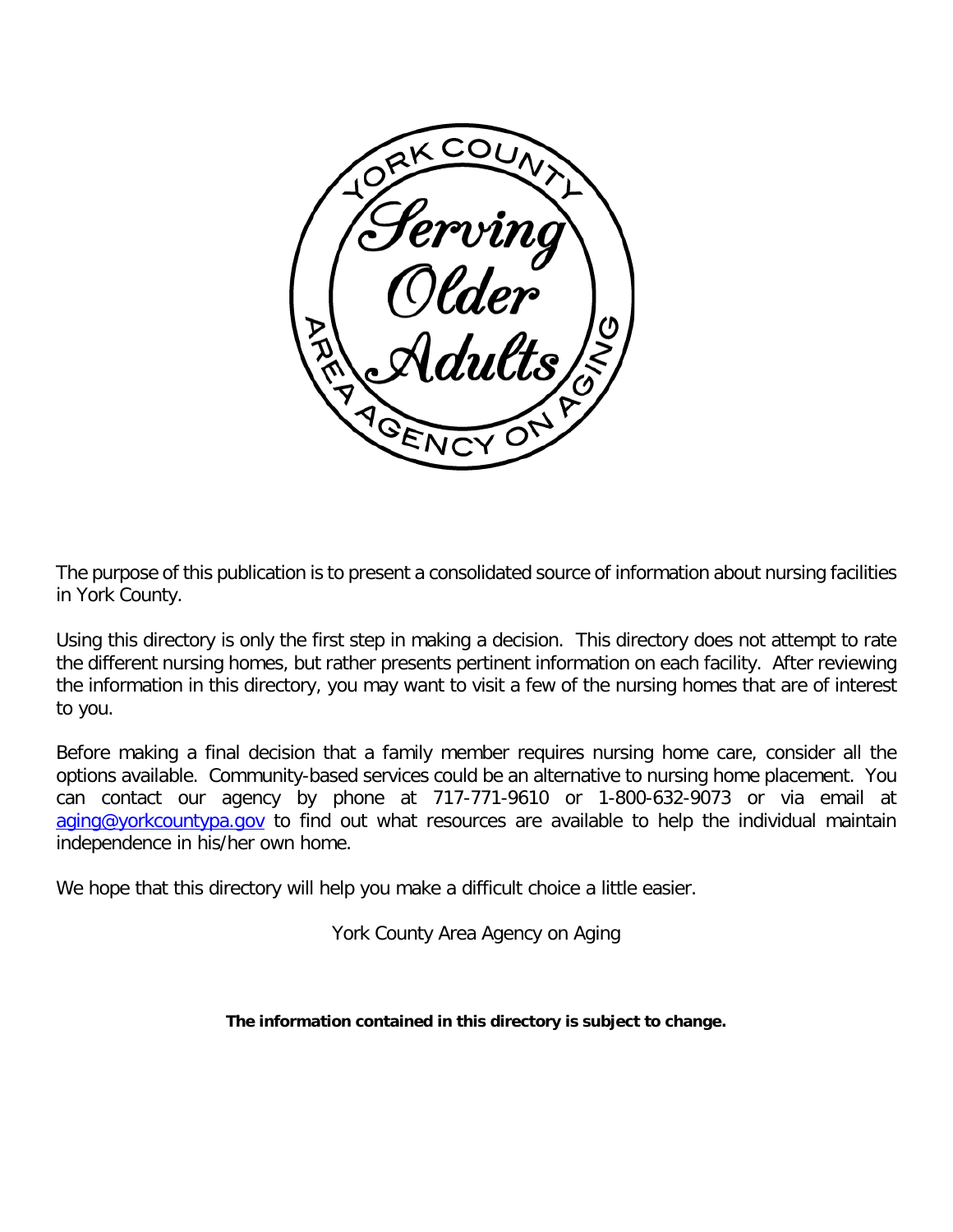The purpose of this publication is to present a consolidated source of information about nursing facilities in York County.

Using this directory is only the first step in making a decision. This directory does not attempt to rate the different nursing homes, but rather presents pertinent information on each facility. After reviewing the information in this directory, you may want to visit a few of the nursing homes that are of interest to you.

Before making a final decision that a family member requires nursing home care, consider all the options available. Community-based services could be an alternative to nursing home placement. You can contact our agency by phone at 717-771-9610 or 1-800-632-9073 or via email at aging@yorkcountypa.gov to find out what resources are available to help the individual maintain independence in his/her own home.

We hope that this directory will help you make a difficult choice a little easier.

York County Area Agency on Aging

**The information contained in this directory is subject to change.**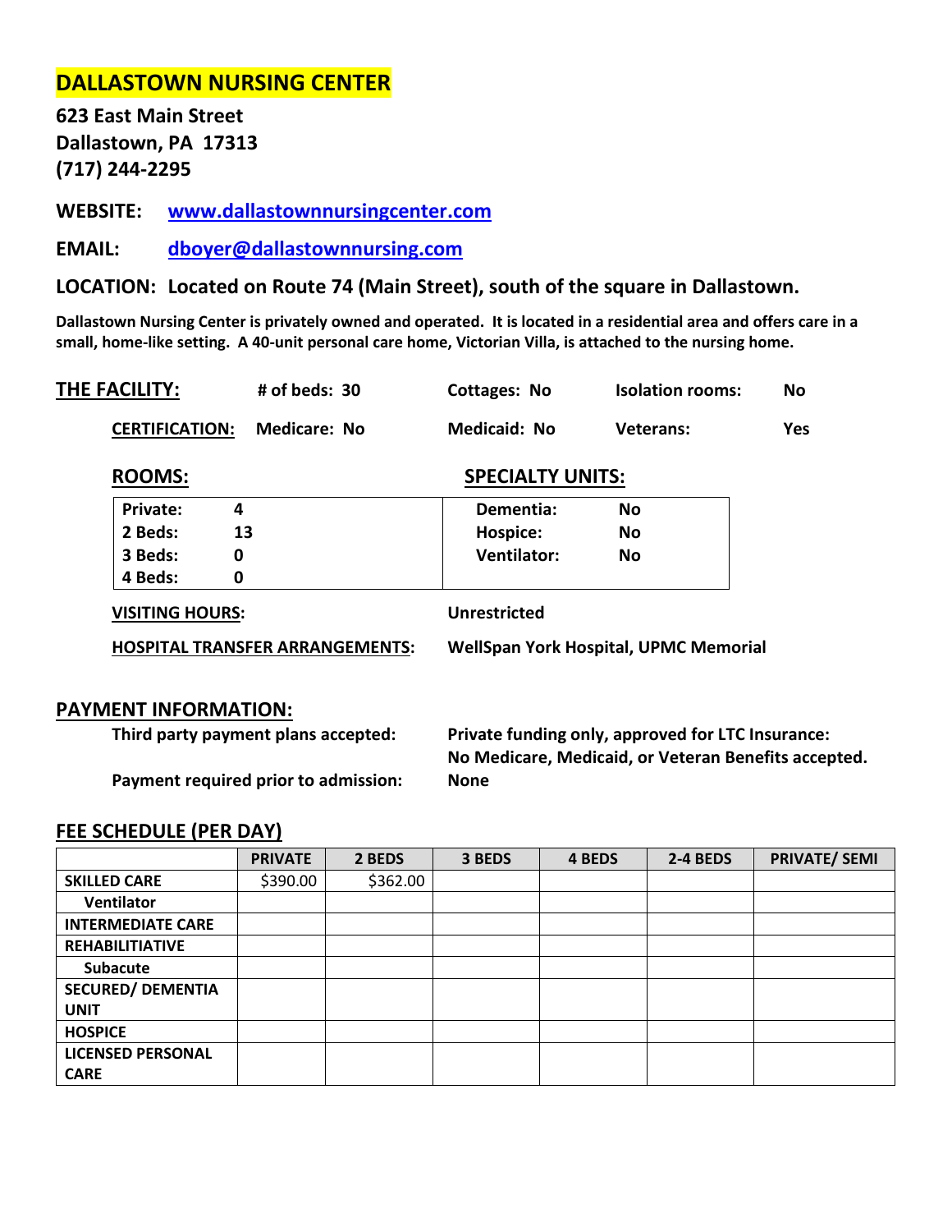# DALLASTOWN NURSING CENTER

**623 East Main Street**
**Dallastown, PA 17313**
**(717) 244-2295**

**WEBSITE:** [www.dallastownnursingcenter.com](http://www.dallastownnursingcenter.com)

**EMAIL:** [dboyer@dallastownnursing.com](mailto:dboyer@dallastownnursing.com)

**LOCATION: Located on Route 74 (Main Street), south of the square in Dallastown.**

**Dallastown Nursing Center is privately owned and operated. It is located in a residential area and offers care in a small, home-like setting. A 40-unit personal care home, Victorian Villa, is attached to the nursing home.**

**THE FACILITY:** # of beds: 30 | Cottages: No | Isolation rooms: No

**CERTIFICATION:** Medicare: No | Medicaid: No | Veterans: Yes

| **ROOMS:** | | **SPECIALTY UNITS:** | |
|---|---|---|---|
| Private: | 4 | Dementia: | No |
| 2 Beds: | 13 | Hospice: | No |
| 3 Beds: | 0 | Ventilator: | No |
| 4 Beds: | 0 | | |

**VISITING HOURS:** Unrestricted

**HOSPITAL TRANSFER ARRANGEMENTS:** WellSpan York Hospital, UPMC Memorial

## PAYMENT INFORMATION:

**Third party payment plans accepted:** Private funding only, approved for LTC Insurance: No Medicare, Medicaid, or Veteran Benefits accepted.

**Payment required prior to admission:** None

## FEE SCHEDULE (PER DAY)

| | PRIVATE | 2 BEDS | 3 BEDS | 4 BEDS | 2-4 BEDS | PRIVATE/ SEMI |
|---|---|---|---|---|---|---|
| SKILLED CARE | $390.00 | $362.00 | | | | |
| Ventilator | | | | | | |
| INTERMEDIATE CARE | | | | | | |
| REHABILITIATIVE | | | | | | |
| Subacute | | | | | | |
| SECURED/ DEMENTIA UNIT | | | | | | |
| HOSPICE | | | | | | |
| LICENSED PERSONAL CARE | | | | | | |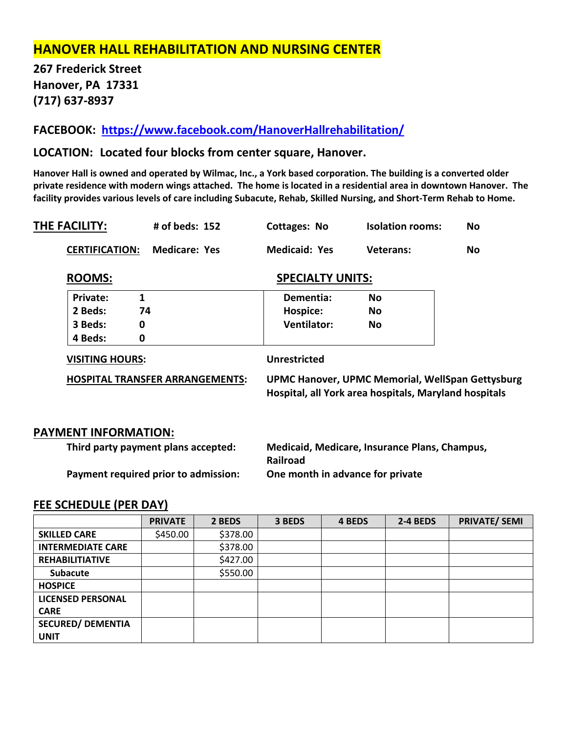# HANOVER HALL REHABILITATION AND NURSING CENTER

**267 Frederick Street**
**Hanover, PA 17331**
**(717) 637-8937**

**FACEBOOK: https://www.facebook.com/HanoverHallrehabilitation/**

**LOCATION: Located four blocks from center square, Hanover.**

**Hanover Hall is owned and operated by Wilmac, Inc., a York based corporation. The building is a converted older private residence with modern wings attached. The home is located in a residential area in downtown Hanover. The facility provides various levels of care including Subacute, Rehab, Skilled Nursing, and Short-Term Rehab to Home.**

**THE FACILITY:** **# of beds: 152** **Cottages: No** **Isolation rooms: No**

**CERTIFICATION:** **Medicare: Yes** **Medicaid: Yes** **Veterans: No**

**ROOMS:**

| | |
|---|---|
| **Private:** | **1** |
| **2 Beds:** | **74** |
| **3 Beds:** | **0** |
| **4 Beds:** | **0** |

**SPECIALTY UNITS:**

| | |
|---|---|
| **Dementia:** | **No** |
| **Hospice:** | **No** |
| **Ventilator:** | **No** |

**VISITING HOURS:** **Unrestricted**

**HOSPITAL TRANSFER ARRANGEMENTS:** **UPMC Hanover, UPMC Memorial, WellSpan Gettysburg Hospital, all York area hospitals, Maryland hospitals**

**PAYMENT INFORMATION:**

**Third party payment plans accepted:** **Medicaid, Medicare, Insurance Plans, Champus, Railroad**

**Payment required prior to admission:** **One month in advance for private**

**FEE SCHEDULE (PER DAY)**

| | PRIVATE | 2 BEDS | 3 BEDS | 4 BEDS | 2-4 BEDS | PRIVATE/ SEMI |
|---|---|---|---|---|---|---|
| **SKILLED CARE** | $450.00 | $378.00 | | | | |
| **INTERMEDIATE CARE** | | $378.00 | | | | |
| **REHABILITIATIVE** | | $427.00 | | | | |
| **Subacute** | | $550.00 | | | | |
| **HOSPICE** | | | | | | |
| **LICENSED PERSONAL CARE** | | | | | | |
| **SECURED/ DEMENTIA UNIT** | | | | | | |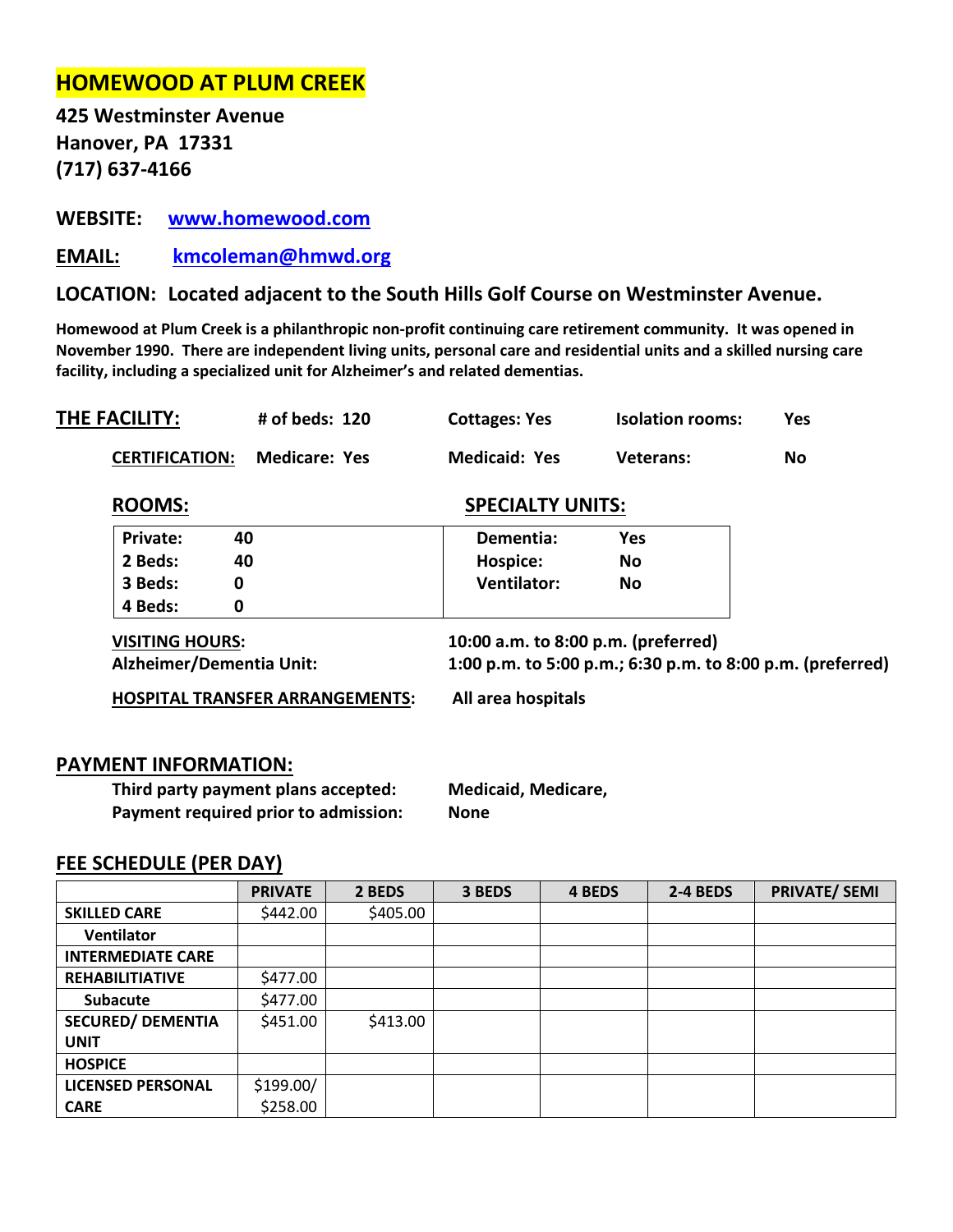# HOMEWOOD AT PLUM CREEK

**425 Westminster Avenue**
**Hanover, PA 17331**
**(717) 637-4166**

**WEBSITE:** www.homewood.com

**EMAIL:** kmcoleman@hmwd.org

**LOCATION: Located adjacent to the South Hills Golf Course on Westminster Avenue.**

**Homewood at Plum Creek is a philanthropic non-profit continuing care retirement community. It was opened in November 1990. There are independent living units, personal care and residential units and a skilled nursing care facility, including a specialized unit for Alzheimer's and related dementias.**

**THE FACILITY:** **# of beds: 120** **Cottages: Yes** **Isolation rooms: Yes**

**CERTIFICATION:** **Medicare: Yes** **Medicaid: Yes** **Veterans: No**

| ROOMS: | | SPECIALTY UNITS: | |
|---|---|---|---|
| Private: | 40 | Dementia: | Yes |
| 2 Beds: | 40 | Hospice: | No |
| 3 Beds: | 0 | Ventilator: | No |
| 4 Beds: | 0 | | |

**VISITING HOURS:** **10:00 a.m. to 8:00 p.m. (preferred)**
**Alzheimer/Dementia Unit:** **1:00 p.m. to 5:00 p.m.; 6:30 p.m. to 8:00 p.m. (preferred)**

**HOSPITAL TRANSFER ARRANGEMENTS:** **All area hospitals**

## PAYMENT INFORMATION:

**Third party payment plans accepted:** **Medicaid, Medicare,**
**Payment required prior to admission:** **None**

## FEE SCHEDULE (PER DAY)

| | PRIVATE | 2 BEDS | 3 BEDS | 4 BEDS | 2-4 BEDS | PRIVATE/ SEMI |
|---|---|---|---|---|---|---|
| SKILLED CARE | $442.00 | $405.00 | | | | |
| Ventilator | | | | | | |
| INTERMEDIATE CARE | | | | | | |
| REHABILITIATIVE | $477.00 | | | | | |
| Subacute | $477.00 | | | | | |
| SECURED/ DEMENTIA UNIT | $451.00 | $413.00 | | | | |
| HOSPICE | | | | | | |
| LICENSED PERSONAL CARE | $199.00/ $258.00 | | | | | |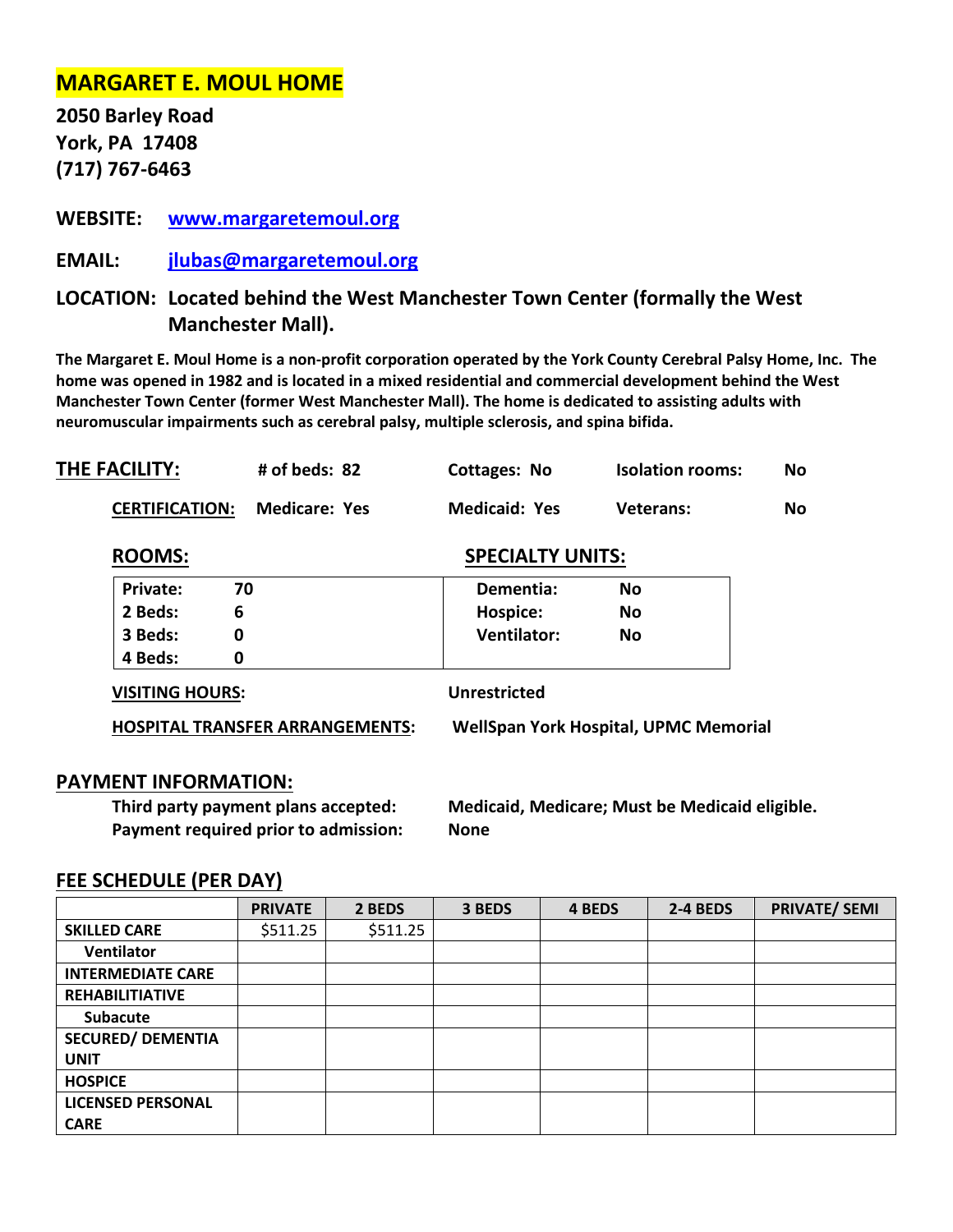# MARGARET E. MOUL HOME

**2050 Barley Road**
**York, PA 17408**
**(717) 767-6463**

**WEBSITE:** www.margaretemoul.org

**EMAIL:** jlubas@margaretemoul.org

**LOCATION: Located behind the West Manchester Town Center (formally the West Manchester Mall).**

**The Margaret E. Moul Home is a non-profit corporation operated by the York County Cerebral Palsy Home, Inc. The home was opened in 1982 and is located in a mixed residential and commercial development behind the West Manchester Town Center (former West Manchester Mall). The home is dedicated to assisting adults with neuromuscular impairments such as cerebral palsy, multiple sclerosis, and spina bifida.**

## THE FACILITY:

**# of beds: 82** | **Cottages: No** | **Isolation rooms: No**

**CERTIFICATION:** **Medicare: Yes** | **Medicaid: Yes** | **Veterans: No**

| ROOMS: | | SPECIALTY UNITS: | |
|---|---|---|---|
| Private: | 70 | Dementia: | No |
| 2 Beds: | 6 | Hospice: | No |
| 3 Beds: | 0 | Ventilator: | No |
| 4 Beds: | 0 | | |

**VISITING HOURS:** Unrestricted

**HOSPITAL TRANSFER ARRANGEMENTS:** WellSpan York Hospital, UPMC Memorial

## PAYMENT INFORMATION:

**Third party payment plans accepted:** Medicaid, Medicare; Must be Medicaid eligible.
**Payment required prior to admission:** None

## FEE SCHEDULE (PER DAY)

| | PRIVATE | 2 BEDS | 3 BEDS | 4 BEDS | 2-4 BEDS | PRIVATE/ SEMI |
|---|---|---|---|---|---|---|
| SKILLED CARE | $511.25 | $511.25 | | | | |
| Ventilator | | | | | | |
| INTERMEDIATE CARE | | | | | | |
| REHABILITIATIVE | | | | | | |
| Subacute | | | | | | |
| SECURED/ DEMENTIA UNIT | | | | | | |
| HOSPICE | | | | | | |
| LICENSED PERSONAL CARE | | | | | | |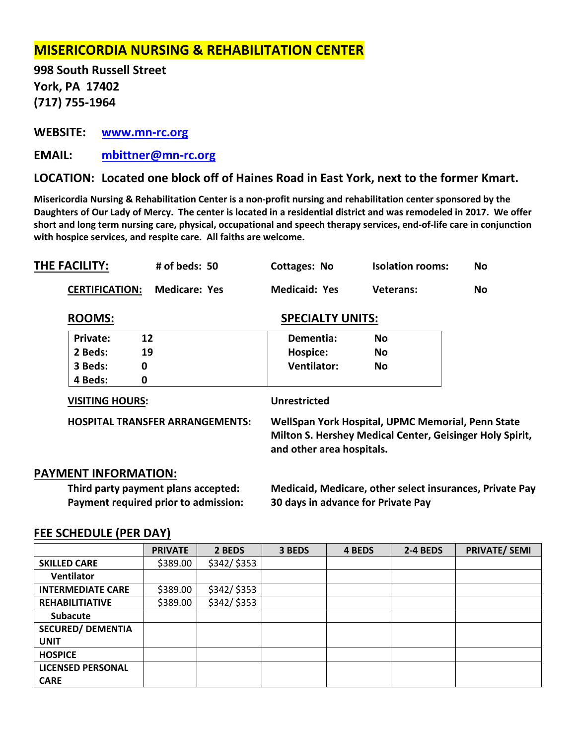# MISERICORDIA NURSING & REHABILITATION CENTER

**998 South Russell Street**
**York, PA 17402**
**(717) 755-1964**

**WEBSITE:** [www.mn-rc.org](http://www.mn-rc.org)

**EMAIL:** [mbittner@mn-rc.org](mailto:mbittner@mn-rc.org)

**LOCATION: Located one block off of Haines Road in East York, next to the former Kmart.**

**Misericordia Nursing & Rehabilitation Center is a non-profit nursing and rehabilitation center sponsored by the Daughters of Our Lady of Mercy. The center is located in a residential district and was remodeled in 2017. We offer short and long term nursing care, physical, occupational and speech therapy services, end-of-life care in conjunction with hospice services, and respite care. All faiths are welcome.**

**THE FACILITY:** # of beds: 50 | Cottages: No | Isolation rooms: No

**CERTIFICATION:** Medicare: Yes | Medicaid: Yes | Veterans: No

| ROOMS: | | SPECIALTY UNITS: | |
|---|---|---|---|
| Private: | 12 | Dementia: | No |
| 2 Beds: | 19 | Hospice: | No |
| 3 Beds: | 0 | Ventilator: | No |
| 4 Beds: | 0 | | |

**VISITING HOURS:** Unrestricted

**HOSPITAL TRANSFER ARRANGEMENTS:** WellSpan York Hospital, UPMC Memorial, Penn State Milton S. Hershey Medical Center, Geisinger Holy Spirit, and other area hospitals.

## PAYMENT INFORMATION:

**Third party payment plans accepted:** Medicaid, Medicare, other select insurances, Private Pay
**Payment required prior to admission:** 30 days in advance for Private Pay

## FEE SCHEDULE (PER DAY)

| | PRIVATE | 2 BEDS | 3 BEDS | 4 BEDS | 2-4 BEDS | PRIVATE/ SEMI |
|---|---|---|---|---|---|---|
| SKILLED CARE | $389.00 | $342/ $353 | | | | |
| Ventilator | | | | | | |
| INTERMEDIATE CARE | $389.00 | $342/ $353 | | | | |
| REHABILITIATIVE | $389.00 | $342/ $353 | | | | |
| Subacute | | | | | | |
| SECURED/ DEMENTIA UNIT | | | | | | |
| HOSPICE | | | | | | |
| LICENSED PERSONAL CARE | | | | | | |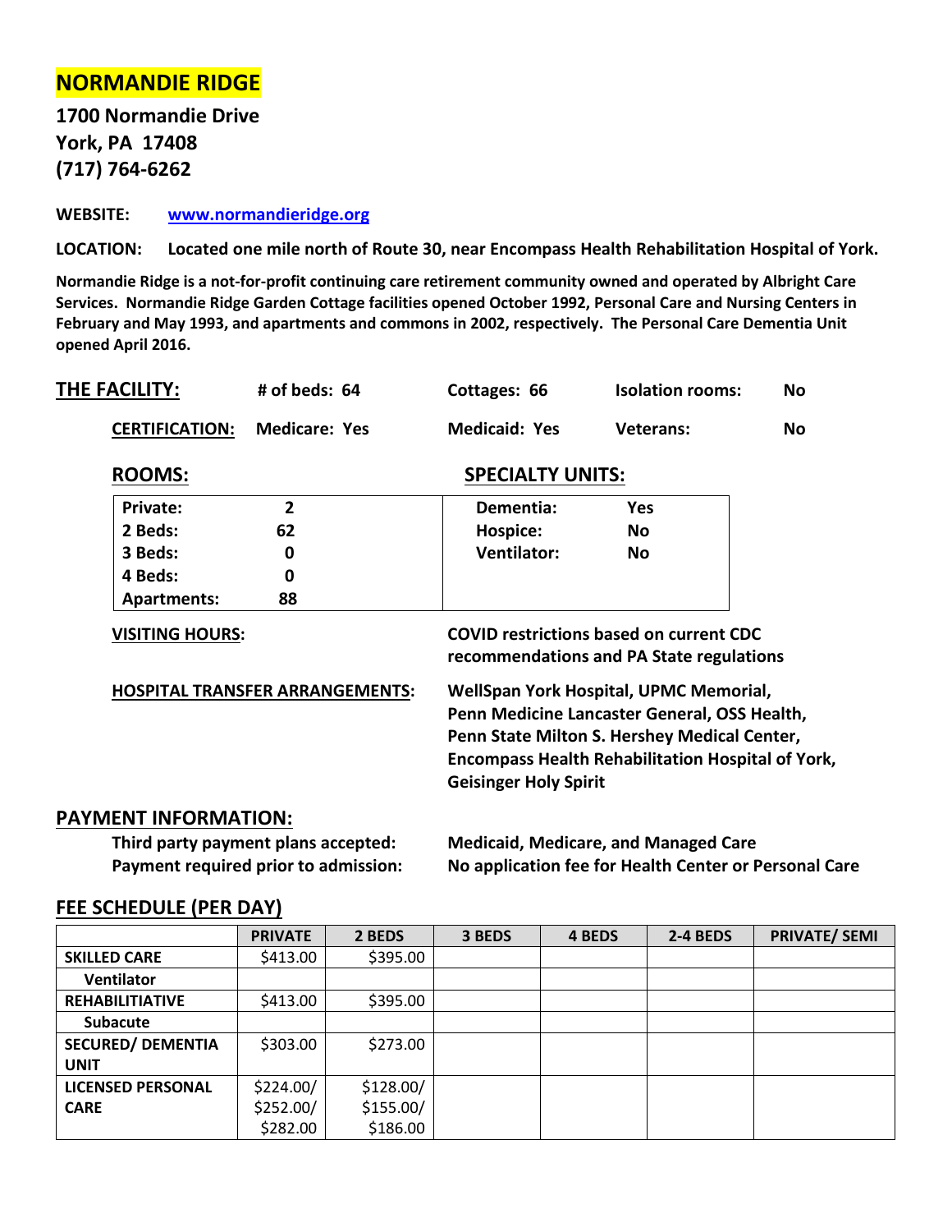# NORMANDIE RIDGE

**1700 Normandie Drive**
**York, PA 17408**
**(717) 764-6262**

**WEBSITE:** www.normandieridge.org

**LOCATION:** Located one mile north of Route 30, near Encompass Health Rehabilitation Hospital of York.

**Normandie Ridge is a not-for-profit continuing care retirement community owned and operated by Albright Care Services. Normandie Ridge Garden Cottage facilities opened October 1992, Personal Care and Nursing Centers in February and May 1993, and apartments and commons in 2002, respectively. The Personal Care Dementia Unit opened April 2016.**

## THE FACILITY:

**# of beds: 64** | **Cottages: 66** | **Isolation rooms: No**

**CERTIFICATION:** **Medicare: Yes** | **Medicaid: Yes** | **Veterans: No**

### ROOMS:

| | |
|---|---|
| **Private:** | **2** |
| **2 Beds:** | **62** |
| **3 Beds:** | **0** |
| **4 Beds:** | **0** |
| **Apartments:** | **88** |

### SPECIALTY UNITS:

| | |
|---|---|
| **Dementia:** | **Yes** |
| **Hospice:** | **No** |
| **Ventilator:** | **No** |

**VISITING HOURS:** COVID restrictions based on current CDC recommendations and PA State regulations

**HOSPITAL TRANSFER ARRANGEMENTS:** WellSpan York Hospital, UPMC Memorial, Penn Medicine Lancaster General, OSS Health, Penn State Milton S. Hershey Medical Center, Encompass Health Rehabilitation Hospital of York, Geisinger Holy Spirit

## PAYMENT INFORMATION:

**Third party payment plans accepted:** Medicaid, Medicare, and Managed Care
**Payment required prior to admission:** No application fee for Health Center or Personal Care

## FEE SCHEDULE (PER DAY)

| | PRIVATE | 2 BEDS | 3 BEDS | 4 BEDS | 2-4 BEDS | PRIVATE/ SEMI |
|---|---|---|---|---|---|---|
| **SKILLED CARE** | $413.00 | $395.00 | | | | |
| **Ventilator** | | | | | | |
| **REHABILITIATIVE** | $413.00 | $395.00 | | | | |
| **Subacute** | | | | | | |
| **SECURED/ DEMENTIA UNIT** | $303.00 | $273.00 | | | | |
| **LICENSED PERSONAL CARE** | $224.00/ $252.00/ $282.00 | $128.00/ $155.00/ $186.00 | | | | |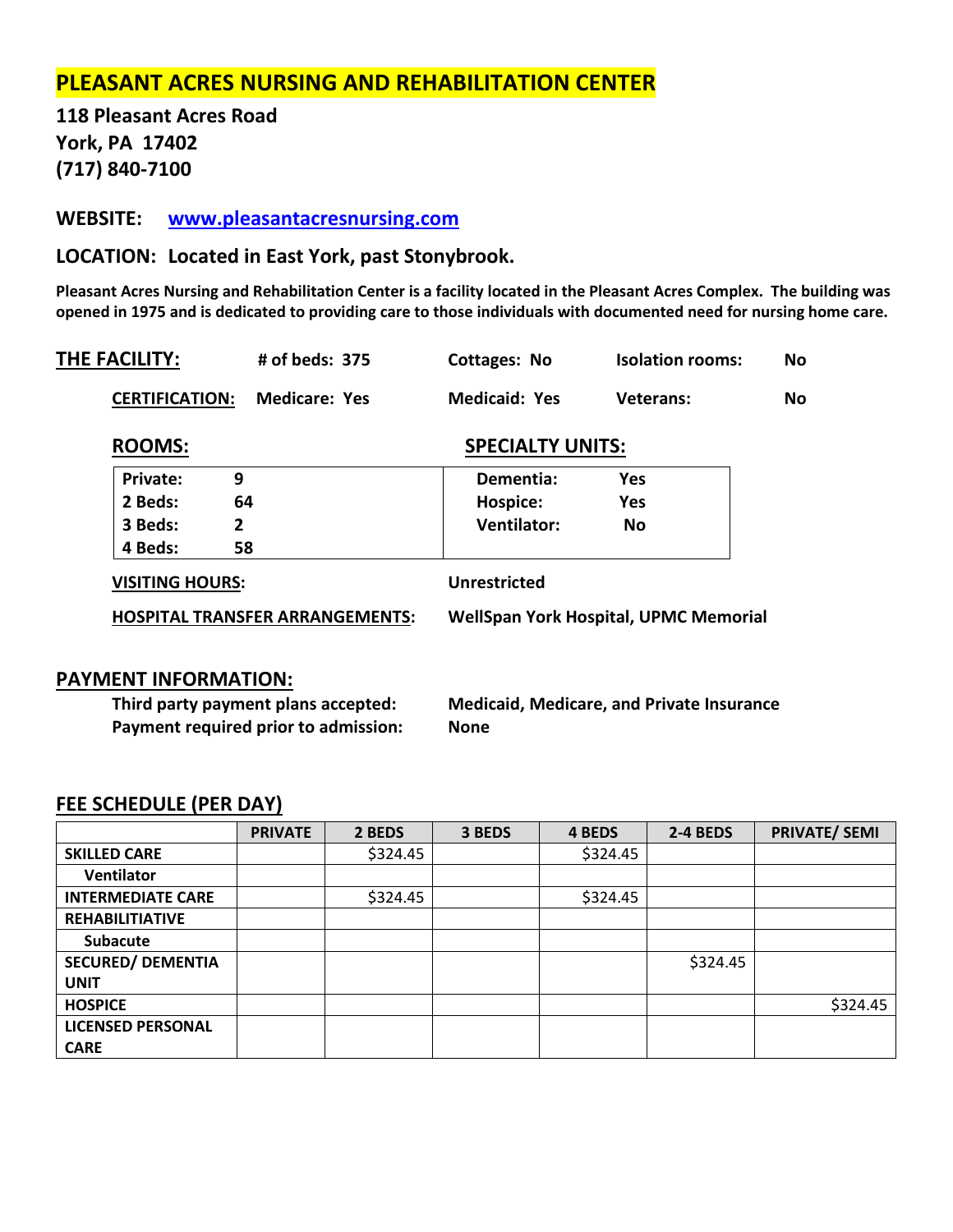# PLEASANT ACRES NURSING AND REHABILITATION CENTER

**118 Pleasant Acres Road**
**York, PA 17402**
**(717) 840-7100**

**WEBSITE:** [www.pleasantacresnursing.com](http://www.pleasantacresnursing.com)

**LOCATION: Located in East York, past Stonybrook.**

**Pleasant Acres Nursing and Rehabilitation Center is a facility located in the Pleasant Acres Complex. The building was opened in 1975 and is dedicated to providing care to those individuals with documented need for nursing home care.**

**THE FACILITY:** # of beds: 375 | Cottages: No | Isolation rooms: No

**CERTIFICATION:** Medicare: Yes | Medicaid: Yes | Veterans: No

| ROOMS: | | SPECIALTY UNITS: | |
|---|---|---|---|
| Private: | 9 | Dementia: | Yes |
| 2 Beds: | 64 | Hospice: | Yes |
| 3 Beds: | 2 | Ventilator: | No |
| 4 Beds: | 58 | | |

**VISITING HOURS:** Unrestricted

**HOSPITAL TRANSFER ARRANGEMENTS:** WellSpan York Hospital, UPMC Memorial

## PAYMENT INFORMATION:

**Third party payment plans accepted:** Medicaid, Medicare, and Private Insurance
**Payment required prior to admission:** None

## FEE SCHEDULE (PER DAY)

| | PRIVATE | 2 BEDS | 3 BEDS | 4 BEDS | 2-4 BEDS | PRIVATE/ SEMI |
|---|---|---|---|---|---|---|
| SKILLED CARE | | $324.45 | | $324.45 | | |
| Ventilator | | | | | | |
| INTERMEDIATE CARE | | $324.45 | | $324.45 | | |
| REHABILITIATIVE | | | | | | |
| Subacute | | | | | | |
| SECURED/ DEMENTIA UNIT | | | | | $324.45 | |
| HOSPICE | | | | | | $324.45 |
| LICENSED PERSONAL CARE | | | | | | |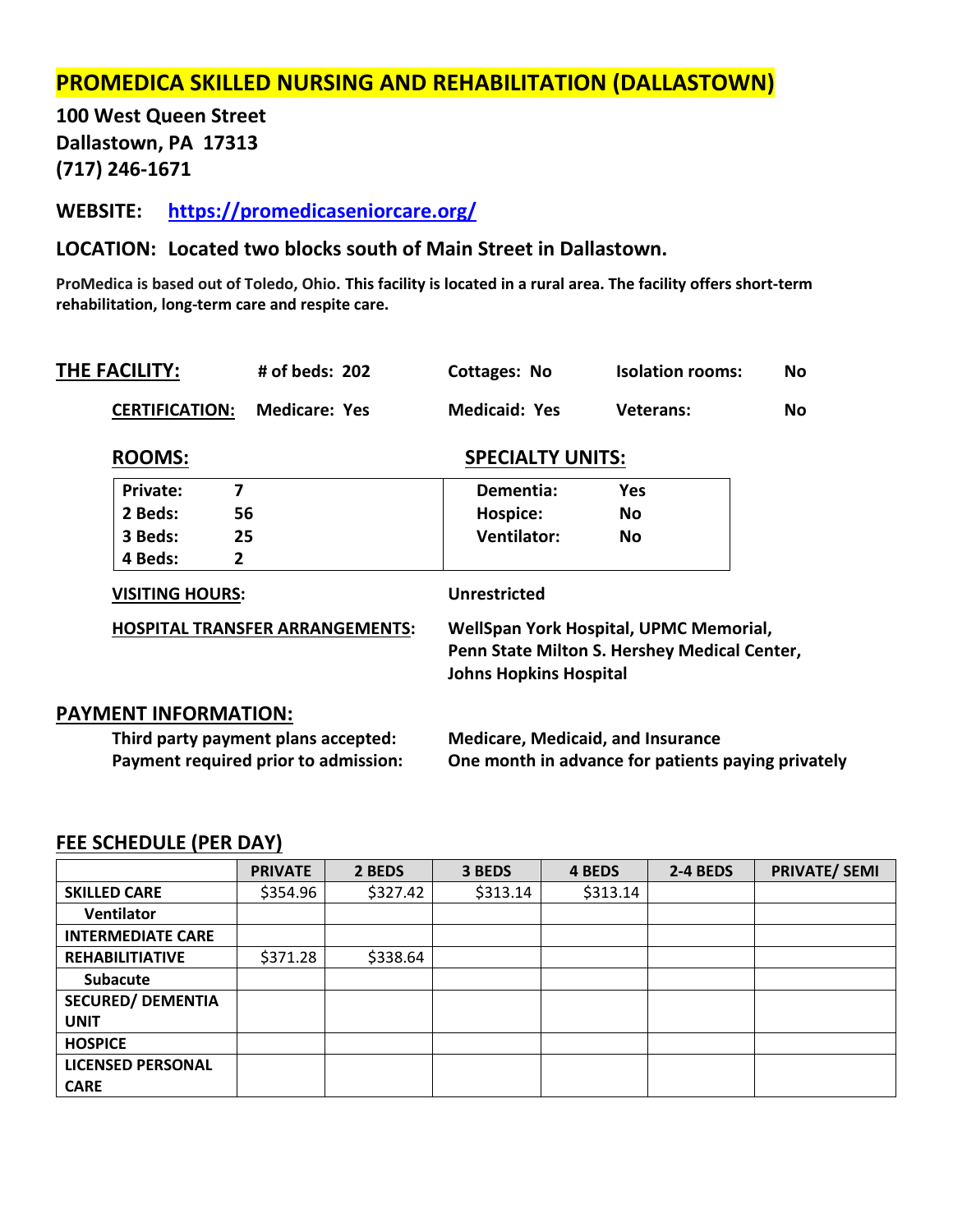# PROMEDICA SKILLED NURSING AND REHABILITATION (DALLASTOWN)

**100 West Queen Street**
**Dallastown, PA 17313**
**(717) 246-1671**

**WEBSITE:** [https://promedicaseniorcare.org/](https://promedicaseniorcare.org/)

**LOCATION: Located two blocks south of Main Street in Dallastown.**

**ProMedica is based out of Toledo, Ohio. This facility is located in a rural area. The facility offers short-term rehabilitation, long-term care and respite care.**

**THE FACILITY:** # of beds: 202 | Cottages: No | Isolation rooms: No

**CERTIFICATION:** Medicare: Yes | Medicaid: Yes | Veterans: No

**ROOMS:**

| | |
|---|---|
| Private: | 7 |
| 2 Beds: | 56 |
| 3 Beds: | 25 |
| 4 Beds: | 2 |

**SPECIALTY UNITS:**

| | |
|---|---|
| Dementia: | Yes |
| Hospice: | No |
| Ventilator: | No |

**VISITING HOURS:** Unrestricted

**HOSPITAL TRANSFER ARRANGEMENTS:** WellSpan York Hospital, UPMC Memorial, Penn State Milton S. Hershey Medical Center, Johns Hopkins Hospital

## PAYMENT INFORMATION:

**Third party payment plans accepted:** Medicare, Medicaid, and Insurance
**Payment required prior to admission:** One month in advance for patients paying privately

## FEE SCHEDULE (PER DAY)

| | PRIVATE | 2 BEDS | 3 BEDS | 4 BEDS | 2-4 BEDS | PRIVATE/ SEMI |
|---|---|---|---|---|---|---|
| SKILLED CARE | $354.96 | $327.42 | $313.14 | $313.14 | | |
| Ventilator | | | | | | |
| INTERMEDIATE CARE | | | | | | |
| REHABILITIATIVE | $371.28 | $338.64 | | | | |
| Subacute | | | | | | |
| SECURED/ DEMENTIA UNIT | | | | | | |
| HOSPICE | | | | | | |
| LICENSED PERSONAL CARE | | | | | | |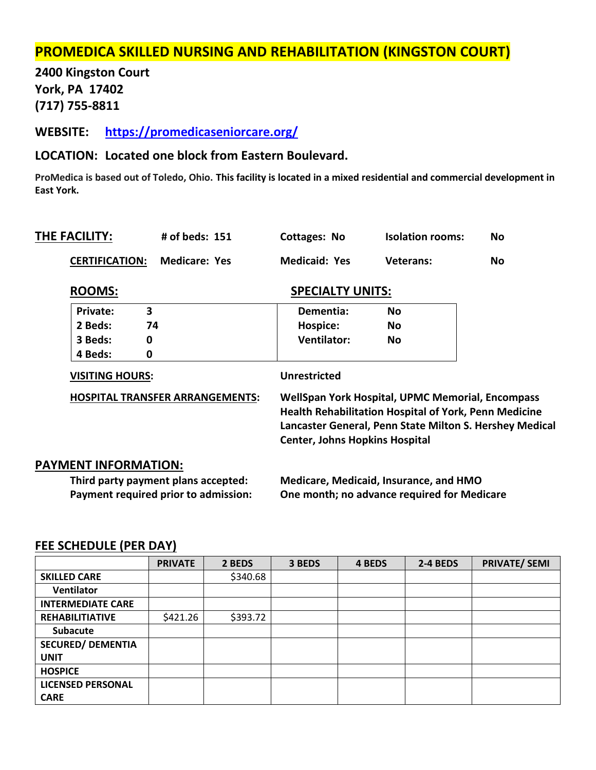# PROMEDICA SKILLED NURSING AND REHABILITATION (KINGSTON COURT)

**2400 Kingston Court**
**York, PA 17402**
**(717) 755-8811**

**WEBSITE:** [https://promedicaseniorcare.org/](https://promedicaseniorcare.org/)

**LOCATION: Located one block from Eastern Boulevard.**

**ProMedica is based out of Toledo, Ohio. This facility is located in a mixed residential and commercial development in East York.**

**THE FACILITY:** # of beds: 151 | Cottages: No | Isolation rooms: No

**CERTIFICATION:** Medicare: Yes | Medicaid: Yes | Veterans: No

**ROOMS:**

| | |
|---|---|
| Private: | 3 |
| 2 Beds: | 74 |
| 3 Beds: | 0 |
| 4 Beds: | 0 |

**SPECIALTY UNITS:**

| | |
|---|---|
| Dementia: | No |
| Hospice: | No |
| Ventilator: | No |

**VISITING HOURS:** Unrestricted

**HOSPITAL TRANSFER ARRANGEMENTS:** WellSpan York Hospital, UPMC Memorial, Encompass Health Rehabilitation Hospital of York, Penn Medicine Lancaster General, Penn State Milton S. Hershey Medical Center, Johns Hopkins Hospital

## PAYMENT INFORMATION:

**Third party payment plans accepted:** Medicare, Medicaid, Insurance, and HMO
**Payment required prior to admission:** One month; no advance required for Medicare

## FEE SCHEDULE (PER DAY)

| | PRIVATE | 2 BEDS | 3 BEDS | 4 BEDS | 2-4 BEDS | PRIVATE/ SEMI |
|---|---|---|---|---|---|---|
| SKILLED CARE | | $340.68 | | | | |
| Ventilator | | | | | | |
| INTERMEDIATE CARE | | | | | | |
| REHABILITIATIVE | $421.26 | $393.72 | | | | |
| Subacute | | | | | | |
| SECURED/ DEMENTIA UNIT | | | | | | |
| HOSPICE | | | | | | |
| LICENSED PERSONAL CARE | | | | | | |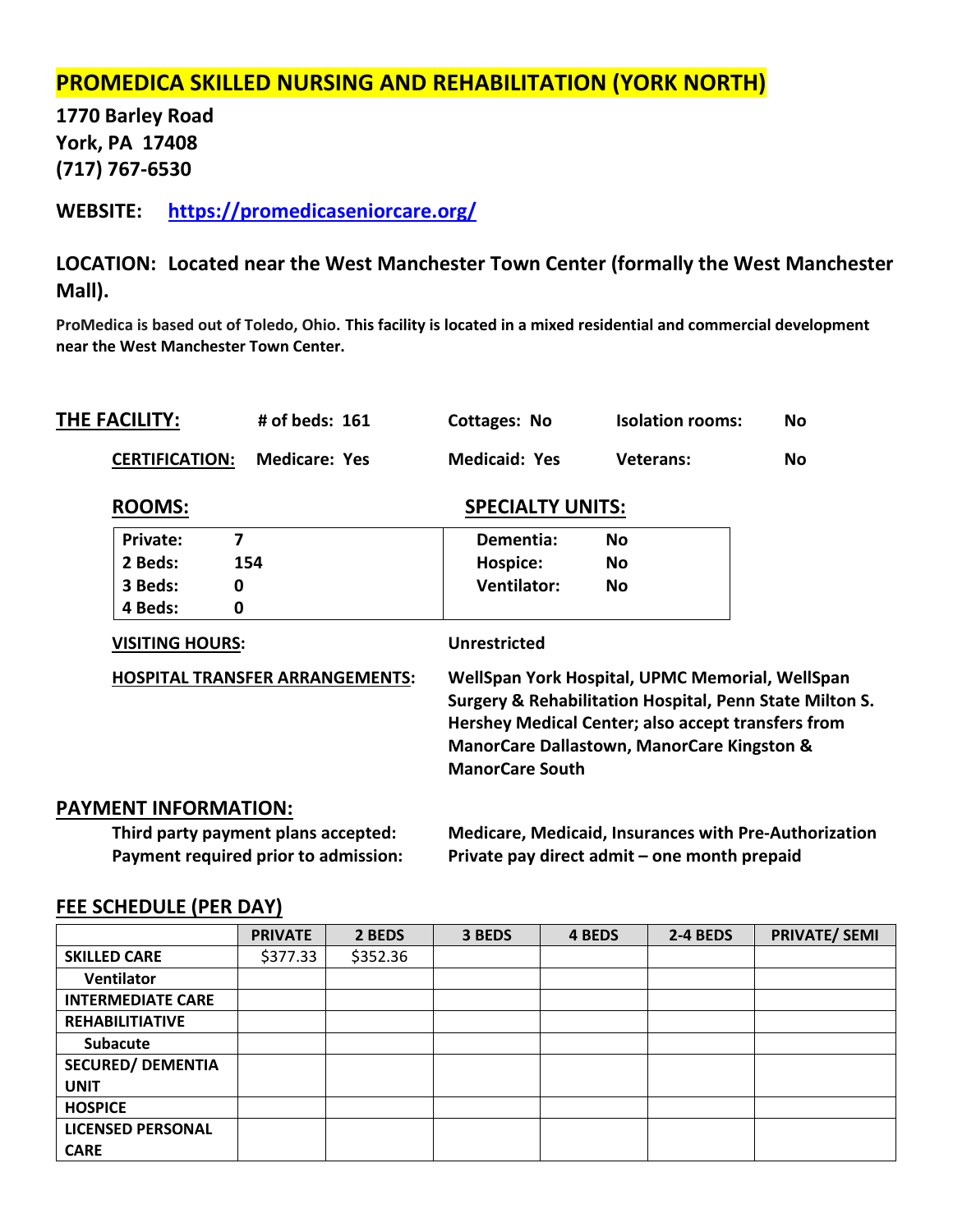# PROMEDICA SKILLED NURSING AND REHABILITATION (YORK NORTH)

**1770 Barley Road**
**York, PA 17408**
**(717) 767-6530**

**WEBSITE:** [https://promedicaseniorcare.org/](https://promedicaseniorcare.org/)

## LOCATION: Located near the West Manchester Town Center (formally the West Manchester Mall).

**ProMedica is based out of Toledo, Ohio. This facility is located in a mixed residential and commercial development near the West Manchester Town Center.**

**THE FACILITY:** **# of beds: 161** | **Cottages: No** | **Isolation rooms: No**

**CERTIFICATION:** **Medicare: Yes** | **Medicaid: Yes** | **Veterans: No**

**ROOMS:**

| | |
|---|---|
| **Private:** | **7** |
| **2 Beds:** | **154** |
| **3 Beds:** | **0** |
| **4 Beds:** | **0** |

**SPECIALTY UNITS:**

| | |
|---|---|
| **Dementia:** | **No** |
| **Hospice:** | **No** |
| **Ventilator:** | **No** |

**VISITING HOURS:** **Unrestricted**

**HOSPITAL TRANSFER ARRANGEMENTS:** **WellSpan York Hospital, UPMC Memorial, WellSpan Surgery & Rehabilitation Hospital, Penn State Milton S. Hershey Medical Center; also accept transfers from ManorCare Dallastown, ManorCare Kingston & ManorCare South**

## PAYMENT INFORMATION:

**Third party payment plans accepted:** **Medicare, Medicaid, Insurances with Pre-Authorization**
**Payment required prior to admission:** **Private pay direct admit – one month prepaid**

## FEE SCHEDULE (PER DAY)

| | PRIVATE | 2 BEDS | 3 BEDS | 4 BEDS | 2-4 BEDS | PRIVATE/ SEMI |
|---|---|---|---|---|---|---|
| **SKILLED CARE** | $377.33 | $352.36 | | | | |
| **Ventilator** | | | | | | |
| **INTERMEDIATE CARE** | | | | | | |
| **REHABILITIATIVE** | | | | | | |
| **Subacute** | | | | | | |
| **SECURED/ DEMENTIA UNIT** | | | | | | |
| **HOSPICE** | | | | | | |
| **LICENSED PERSONAL CARE** | | | | | | |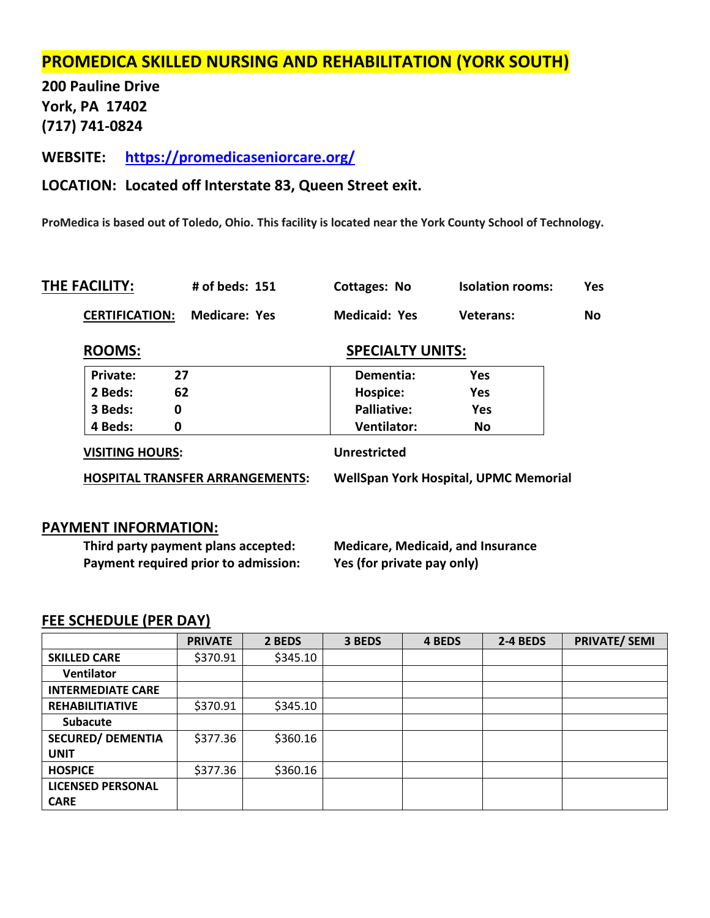# PROMEDICA SKILLED NURSING AND REHABILITATION (YORK SOUTH)

**200 Pauline Drive**
**York, PA 17402**
**(717) 741-0824**

**WEBSITE:** **https://promedicaseniorcare.org/**

**LOCATION: Located off Interstate 83, Queen Street exit.**

**ProMedica is based out of Toledo, Ohio. This facility is located near the York County School of Technology.**

**THE FACILITY:** **# of beds: 151** **Cottages: No** **Isolation rooms: Yes**

**CERTIFICATION:** **Medicare: Yes** **Medicaid: Yes** **Veterans: No**

| ROOMS: | | SPECIALTY UNITS: | |
|---|---|---|---|
| Private: | 27 | Dementia: | Yes |
| 2 Beds: | 62 | Hospice: | Yes |
| 3 Beds: | 0 | Palliative: | Yes |
| 4 Beds: | 0 | Ventilator: | No |

**VISITING HOURS:** **Unrestricted**

**HOSPITAL TRANSFER ARRANGEMENTS:** **WellSpan York Hospital, UPMC Memorial**

## PAYMENT INFORMATION:

**Third party payment plans accepted:** **Medicare, Medicaid, and Insurance**
**Payment required prior to admission:** **Yes (for private pay only)**

## FEE SCHEDULE (PER DAY)

| | PRIVATE | 2 BEDS | 3 BEDS | 4 BEDS | 2-4 BEDS | PRIVATE/ SEMI |
|---|---|---|---|---|---|---|
| **SKILLED CARE** | $370.91 | $345.10 | | | | |
| **Ventilator** | | | | | | |
| **INTERMEDIATE CARE** | | | | | | |
| **REHABILITIATIVE** | $370.91 | $345.10 | | | | |
| **Subacute** | | | | | | |
| **SECURED/ DEMENTIA UNIT** | $377.36 | $360.16 | | | | |
| **HOSPICE** | $377.36 | $360.16 | | | | |
| **LICENSED PERSONAL CARE** | | | | | | |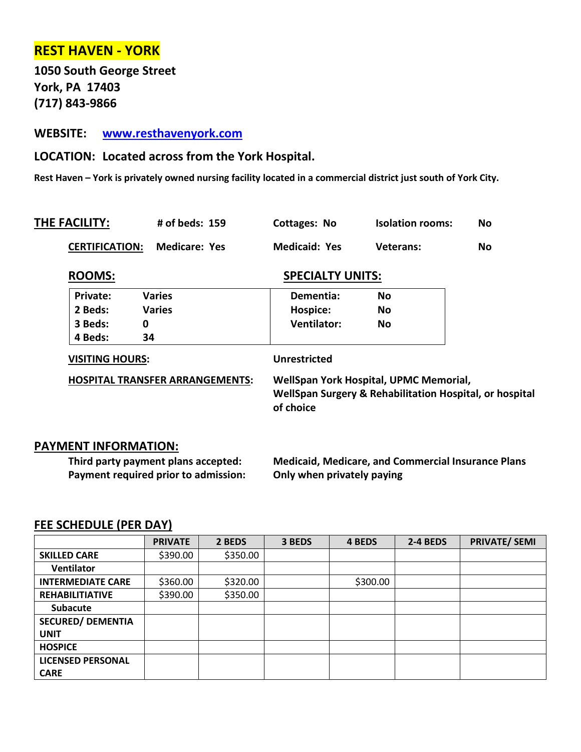# REST HAVEN - YORK

**1050 South George Street**
**York, PA 17403**
**(717) 843-9866**

**WEBSITE:** [www.resthavenyork.com](www.resthavenyork.com)

**LOCATION: Located across from the York Hospital.**

**Rest Haven – York is privately owned nursing facility located in a commercial district just south of York City.**

## THE FACILITY:

| | | | |
|---|---|---|---|
| **# of beds: 159** | **Cottages: No** | **Isolation rooms:** | **No** |
| **CERTIFICATION:** Medicare: Yes | **Medicaid: Yes** | **Veterans:** | **No** |

**ROOMS:**

| | |
|---|---|
| **Private:** | **Varies** |
| **2 Beds:** | **Varies** |
| **3 Beds:** | **0** |
| **4 Beds:** | **34** |

**SPECIALTY UNITS:**

| | |
|---|---|
| **Dementia:** | **No** |
| **Hospice:** | **No** |
| **Ventilator:** | **No** |

**VISITING HOURS:** Unrestricted

**HOSPITAL TRANSFER ARRANGEMENTS:** WellSpan York Hospital, UPMC Memorial, WellSpan Surgery & Rehabilitation Hospital, or hospital of choice

## PAYMENT INFORMATION:

**Third party payment plans accepted:** Medicaid, Medicare, and Commercial Insurance Plans
**Payment required prior to admission:** Only when privately paying

## FEE SCHEDULE (PER DAY)

| | PRIVATE | 2 BEDS | 3 BEDS | 4 BEDS | 2-4 BEDS | PRIVATE/ SEMI |
|---|---|---|---|---|---|---|
| **SKILLED CARE** | $390.00 | $350.00 | | | | |
| **Ventilator** | | | | | | |
| **INTERMEDIATE CARE** | $360.00 | $320.00 | | $300.00 | | |
| **REHABILITIATIVE** | $390.00 | $350.00 | | | | |
| **Subacute** | | | | | | |
| **SECURED/ DEMENTIA UNIT** | | | | | | |
| **HOSPICE** | | | | | | |
| **LICENSED PERSONAL CARE** | | | | | | |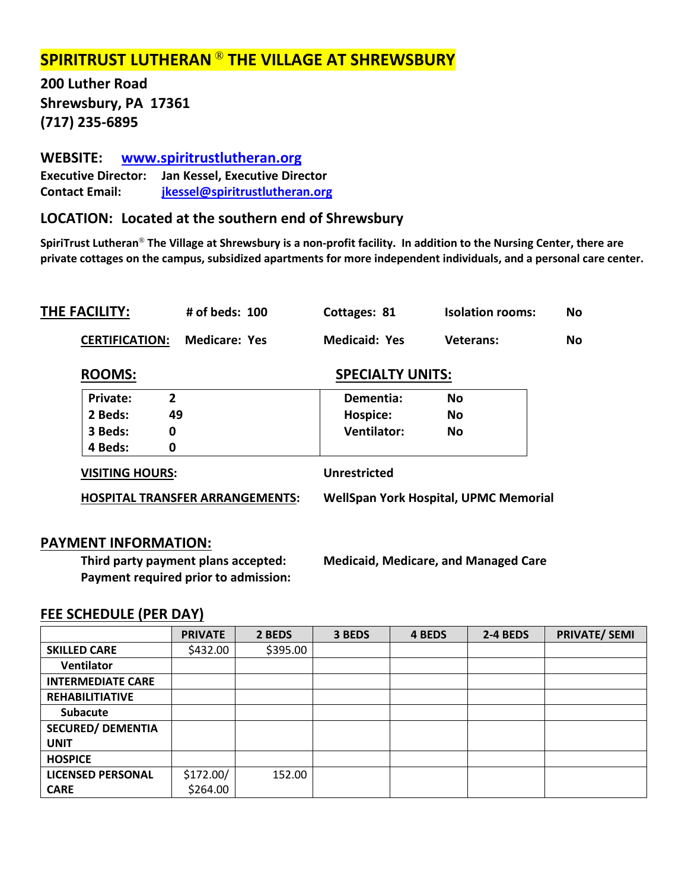# SPIRITRUST LUTHERAN ® THE VILLAGE AT SHREWSBURY

**200 Luther Road**
**Shrewsbury, PA 17361**
**(717) 235-6895**

**WEBSITE:** [www.spiritrustlutheran.org](http://www.spiritrustlutheran.org)
**Executive Director:** Jan Kessel, Executive Director
**Contact Email:** [jkessel@spiritrustlutheran.org](mailto:jkessel@spiritrustlutheran.org)

## LOCATION: Located at the southern end of Shrewsbury

**SpiriTrust Lutheran® The Village at Shrewsbury is a non-profit facility. In addition to the Nursing Center, there are private cottages on the campus, subsidized apartments for more independent individuals, and a personal care center.**

**THE FACILITY:** # of beds: 100 | Cottages: 81 | Isolation rooms: No

**CERTIFICATION:** Medicare: Yes | Medicaid: Yes | Veterans: No

**ROOMS:**

| | |
|---|---|
| Private: | 2 |
| 2 Beds: | 49 |
| 3 Beds: | 0 |
| 4 Beds: | 0 |

**SPECIALTY UNITS:**

| | |
|---|---|
| Dementia: | No |
| Hospice: | No |
| Ventilator: | No |

**VISITING HOURS:** Unrestricted

**HOSPITAL TRANSFER ARRANGEMENTS:** WellSpan York Hospital, UPMC Memorial

## PAYMENT INFORMATION:

**Third party payment plans accepted:** Medicaid, Medicare, and Managed Care
**Payment required prior to admission:**

## FEE SCHEDULE (PER DAY)

| | PRIVATE | 2 BEDS | 3 BEDS | 4 BEDS | 2-4 BEDS | PRIVATE/ SEMI |
|---|---|---|---|---|---|---|
| SKILLED CARE | $432.00 | $395.00 | | | | |
| Ventilator | | | | | | |
| INTERMEDIATE CARE | | | | | | |
| REHABILITIATIVE | | | | | | |
| Subacute | | | | | | |
| SECURED/ DEMENTIA UNIT | | | | | | |
| HOSPICE | | | | | | |
| LICENSED PERSONAL CARE | $172.00/ $264.00 | 152.00 | | | | |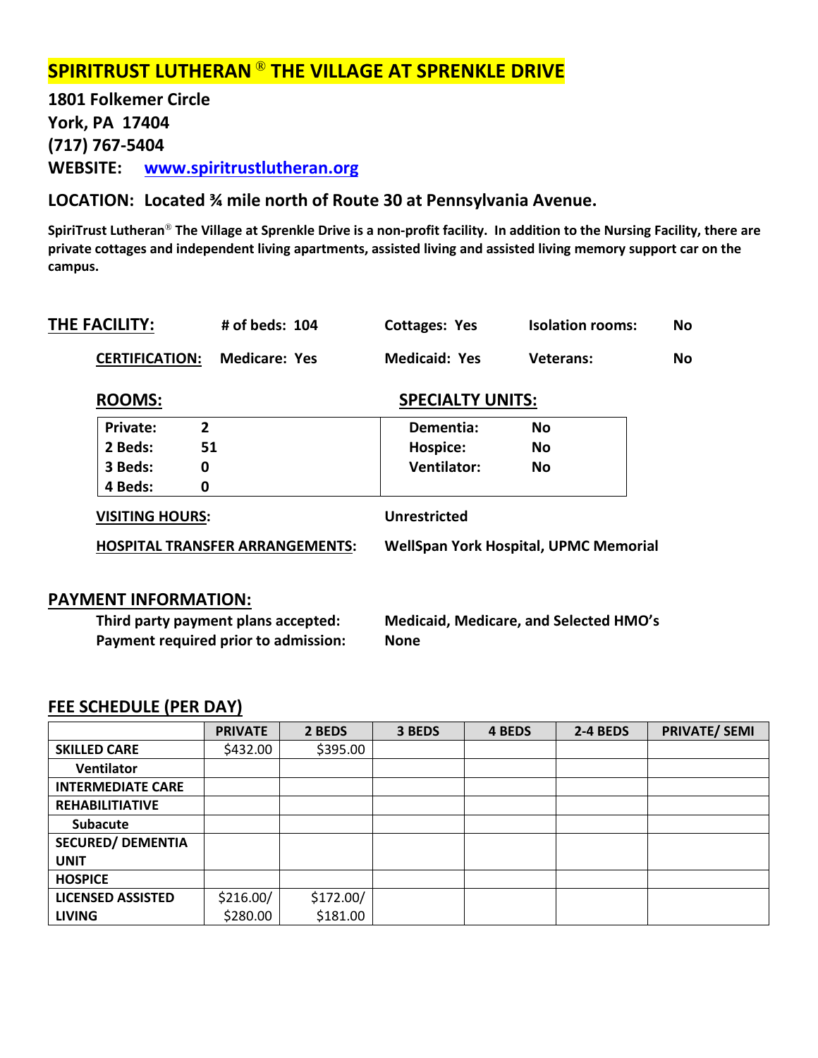# SPIRITRUST LUTHERAN ® THE VILLAGE AT SPRENKLE DRIVE

**1801 Folkemer Circle**
**York, PA 17404**
**(717) 767-5404**
**WEBSITE:** [www.spiritrustlutheran.org](http://www.spiritrustlutheran.org)

## LOCATION: Located ¾ mile north of Route 30 at Pennsylvania Avenue.

**SpiriTrust Lutheran® The Village at Sprenkle Drive is a non-profit facility. In addition to the Nursing Facility, there are private cottages and independent living apartments, assisted living and assisted living memory support car on the campus.**

## THE FACILITY:

**# of beds: 104** | **Cottages: Yes** | **Isolation rooms: No**

**CERTIFICATION:** **Medicare: Yes** | **Medicaid: Yes** | **Veterans: No**

**ROOMS:**

| | |
|---|---|
| Private: | 2 |
| 2 Beds: | 51 |
| 3 Beds: | 0 |
| 4 Beds: | 0 |

**SPECIALTY UNITS:**

| | |
|---|---|
| Dementia: | No |
| Hospice: | No |
| Ventilator: | No |

**VISITING HOURS:** Unrestricted

**HOSPITAL TRANSFER ARRANGEMENTS:** WellSpan York Hospital, UPMC Memorial

## PAYMENT INFORMATION:

**Third party payment plans accepted:** Medicaid, Medicare, and Selected HMO's
**Payment required prior to admission:** None

## FEE SCHEDULE (PER DAY)

| | PRIVATE | 2 BEDS | 3 BEDS | 4 BEDS | 2-4 BEDS | PRIVATE/ SEMI |
|---|---|---|---|---|---|---|
| SKILLED CARE | $432.00 | $395.00 | | | | |
| Ventilator | | | | | | |
| INTERMEDIATE CARE | | | | | | |
| REHABILITIATIVE | | | | | | |
| Subacute | | | | | | |
| SECURED/ DEMENTIA UNIT | | | | | | |
| HOSPICE | | | | | | |
| LICENSED ASSISTED LIVING | $216.00/ $280.00 | $172.00/ $181.00 | | | | |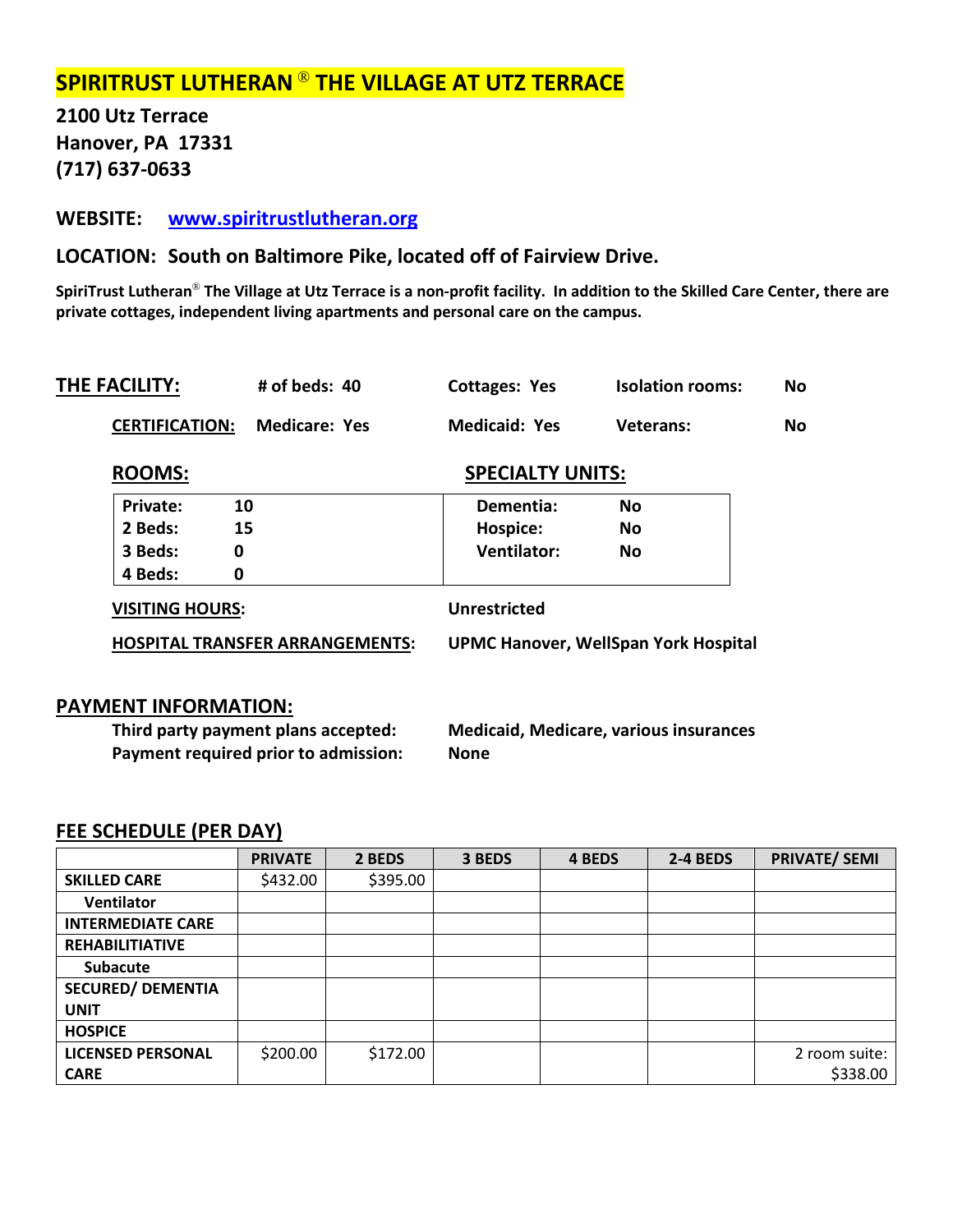# SPIRITRUST LUTHERAN ® THE VILLAGE AT UTZ TERRACE

**2100 Utz Terrace**
**Hanover, PA 17331**
**(717) 637-0633**

**WEBSITE:** [www.spiritrustlutheran.org](http://www.spiritrustlutheran.org)

**LOCATION: South on Baltimore Pike, located off of Fairview Drive.**

**SpiriTrust Lutheran® The Village at Utz Terrace is a non-profit facility. In addition to the Skilled Care Center, there are private cottages, independent living apartments and personal care on the campus.**

**THE FACILITY:** **# of beds: 40** **Cottages: Yes** **Isolation rooms: No**

**CERTIFICATION:** **Medicare: Yes** **Medicaid: Yes** **Veterans: No**

| **ROOMS:** | | **SPECIALTY UNITS:** | |
|---|---|---|---|
| **Private:** | **10** | **Dementia:** | **No** |
| **2 Beds:** | **15** | **Hospice:** | **No** |
| **3 Beds:** | **0** | **Ventilator:** | **No** |
| **4 Beds:** | **0** | | |

**VISITING HOURS:** **Unrestricted**

**HOSPITAL TRANSFER ARRANGEMENTS:** **UPMC Hanover, WellSpan York Hospital**

## PAYMENT INFORMATION:

**Third party payment plans accepted:** **Medicaid, Medicare, various insurances**
**Payment required prior to admission:** **None**

## FEE SCHEDULE (PER DAY)

| | PRIVATE | 2 BEDS | 3 BEDS | 4 BEDS | 2-4 BEDS | PRIVATE/ SEMI |
|---|---|---|---|---|---|---|
| **SKILLED CARE** | $432.00 | $395.00 | | | | |
| **Ventilator** | | | | | | |
| **INTERMEDIATE CARE** | | | | | | |
| **REHABILITIATIVE** | | | | | | |
| **Subacute** | | | | | | |
| **SECURED/ DEMENTIA UNIT** | | | | | | |
| **HOSPICE** | | | | | | |
| **LICENSED PERSONAL CARE** | $200.00 | $172.00 | | | | 2 room suite: $338.00 |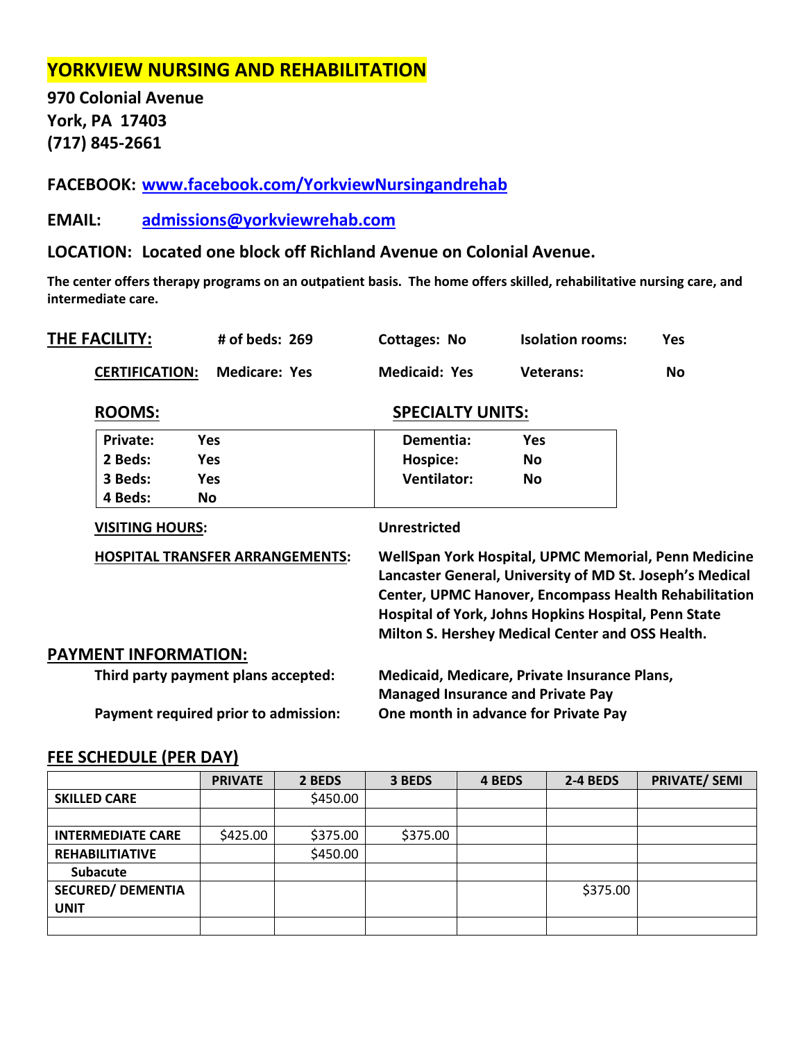# YORKVIEW NURSING AND REHABILITATION

**970 Colonial Avenue**
**York, PA 17403**
**(717) 845-2661**

**FACEBOOK:** [www.facebook.com/YorkviewNursingandrehab](www.facebook.com/YorkviewNursingandrehab)

**EMAIL:** [admissions@yorkviewrehab.com](mailto:admissions@yorkviewrehab.com)

**LOCATION: Located one block off Richland Avenue on Colonial Avenue.**

**The center offers therapy programs on an outpatient basis. The home offers skilled, rehabilitative nursing care, and intermediate care.**

**THE FACILITY:** # of beds: 269 | Cottages: No | Isolation rooms: Yes

**CERTIFICATION:** Medicare: Yes | Medicaid: Yes | Veterans: No

**ROOMS:**

| | |
|---|---|
| Private: | Yes |
| 2 Beds: | Yes |
| 3 Beds: | Yes |
| 4 Beds: | No |

**SPECIALTY UNITS:**

| | |
|---|---|
| Dementia: | Yes |
| Hospice: | No |
| Ventilator: | No |

**VISITING HOURS:** Unrestricted

**HOSPITAL TRANSFER ARRANGEMENTS:** WellSpan York Hospital, UPMC Memorial, Penn Medicine Lancaster General, University of MD St. Joseph's Medical Center, UPMC Hanover, Encompass Health Rehabilitation Hospital of York, Johns Hopkins Hospital, Penn State Milton S. Hershey Medical Center and OSS Health.

## PAYMENT INFORMATION:

**Third party payment plans accepted:** Medicaid, Medicare, Private Insurance Plans, Managed Insurance and Private Pay

**Payment required prior to admission:** One month in advance for Private Pay

## FEE SCHEDULE (PER DAY)

| | PRIVATE | 2 BEDS | 3 BEDS | 4 BEDS | 2-4 BEDS | PRIVATE/ SEMI |
|---|---|---|---|---|---|---|
| SKILLED CARE | | $450.00 | | | | |
| | | | | | | |
| INTERMEDIATE CARE | $425.00 | $375.00 | $375.00 | | | |
| REHABILITIATIVE | | $450.00 | | | | |
| Subacute | | | | | | |
| SECURED/ DEMENTIA UNIT | | | | | $375.00 | |
| | | | | | | |